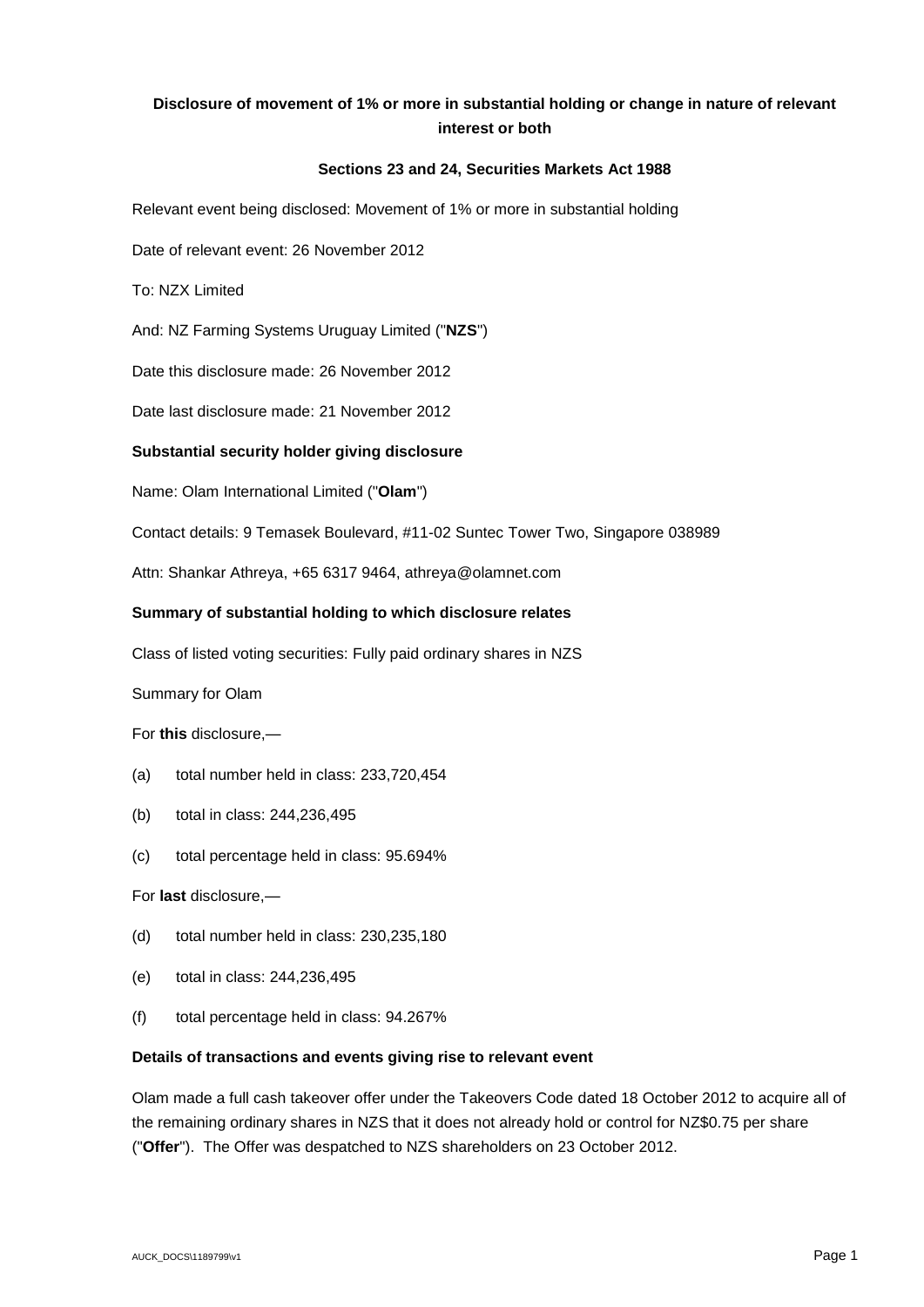## Disclosure of movement of 1% or more in substantial holding or change in nature of relevant interest or both

### Sections 23 and 24, Securities Markets Act 1988

Relevant event being disclosed: Movement of 1% or more in substantial holding

Date of relevant event: 26 November 2012

To: NZX Limited

And: NZ Farming Systems Uruguay Limited ("**NZS**")

Date this disclosure made: 26 November 2012

Date last disclosure made: 21 November 2012

**Substantial security holder giving disclosure**

Name: Olam International Limited ("**Olam**")

Contact details: 9 Temasek Boulevard, #11-02 Suntec Tower Two, Singapore 038989

Attn: Shankar Athreya, +65 6317 9464, athreya@olamnet.com

**Summary of substantial holding to which disclosure relates**

Class of listed voting securities: Fully paid ordinary shares in NZS

Summary for Olam

For **this** disclosure,—

(a) total number held in class: 233,720,454

(b) total in class: 244,236,495

(c) total percentage held in class: 95.694%

For **last** disclosure,—

(d) total number held in class: 230,235,180

(e) total in class: 244,236,495

(f) total percentage held in class: 94.267%

**Details of transactions and events giving rise to relevant event**

Olam made a full cash takeover offer under the Takeovers Code dated 18 October 2012 to acquire all of the remaining ordinary shares in NZS that it does not already hold or control for NZ$0.75 per share ("**Offer**"). The Offer was despatched to NZS shareholders on 23 October 2012.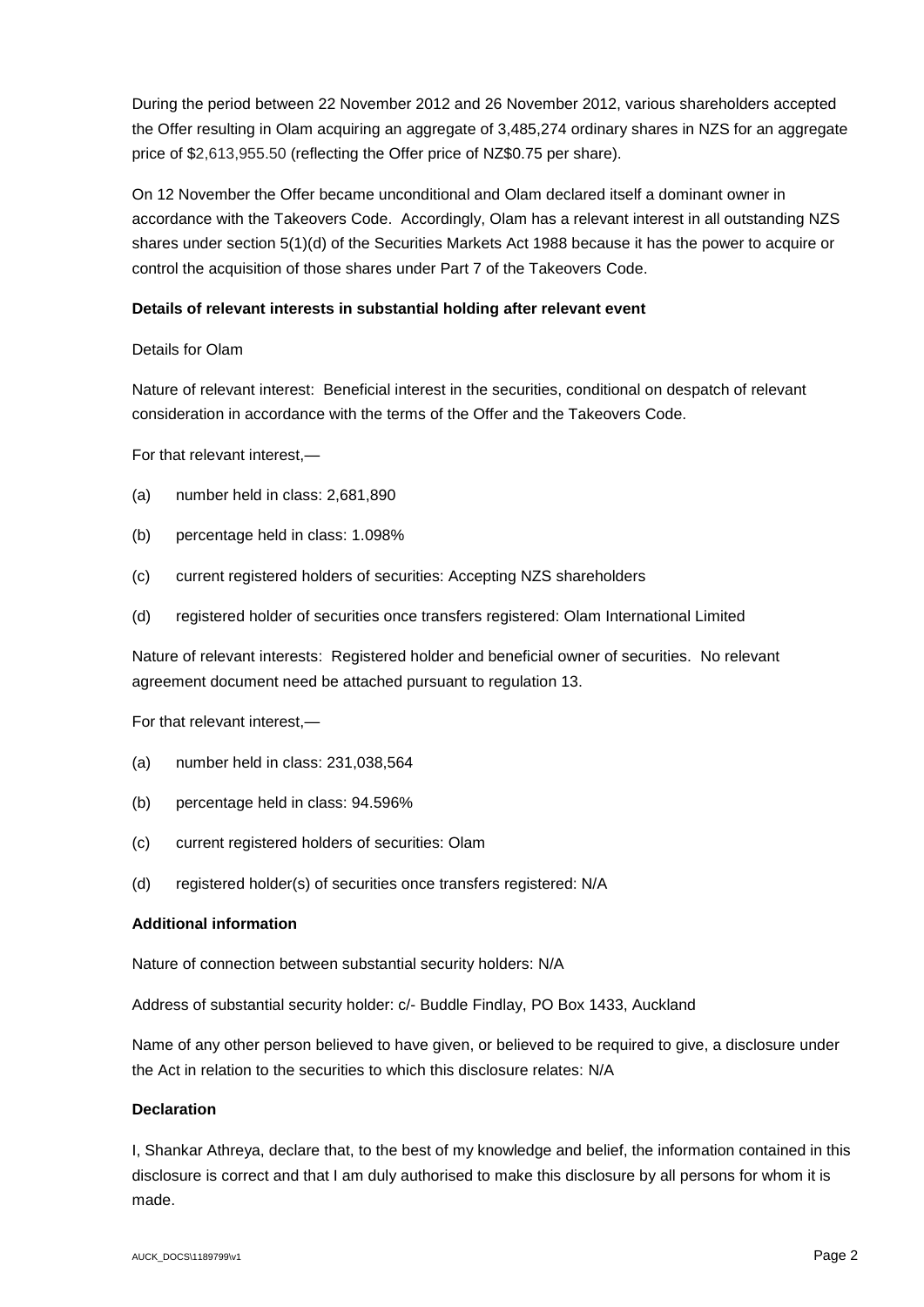During the period between 22 November 2012 and 26 November 2012, various shareholders accepted the Offer resulting in Olam acquiring an aggregate of 3,485,274 ordinary shares in NZS for an aggregate price of $2,613,955.50 (reflecting the Offer price of NZ$0.75 per share).

On 12 November the Offer became unconditional and Olam declared itself a dominant owner in accordance with the Takeovers Code. Accordingly, Olam has a relevant interest in all outstanding NZS shares under section 5(1)(d) of the Securities Markets Act 1988 because it has the power to acquire or control the acquisition of those shares under Part 7 of the Takeovers Code.

**Details of relevant interests in substantial holding after relevant event**

Details for Olam

Nature of relevant interest: Beneficial interest in the securities, conditional on despatch of relevant consideration in accordance with the terms of the Offer and the Takeovers Code.

For that relevant interest,—

(a) number held in class: 2,681,890

(b) percentage held in class: 1.098%

(c) current registered holders of securities: Accepting NZS shareholders

(d) registered holder of securities once transfers registered: Olam International Limited

Nature of relevant interests: Registered holder and beneficial owner of securities. No relevant agreement document need be attached pursuant to regulation 13.

For that relevant interest,—

(a) number held in class: 231,038,564

(b) percentage held in class: 94.596%

(c) current registered holders of securities: Olam

(d) registered holder(s) of securities once transfers registered: N/A

**Additional information**

Nature of connection between substantial security holders: N/A

Address of substantial security holder: c/- Buddle Findlay, PO Box 1433, Auckland

Name of any other person believed to have given, or believed to be required to give, a disclosure under the Act in relation to the securities to which this disclosure relates: N/A

**Declaration**

I, Shankar Athreya, declare that, to the best of my knowledge and belief, the information contained in this disclosure is correct and that I am duly authorised to make this disclosure by all persons for whom it is made.